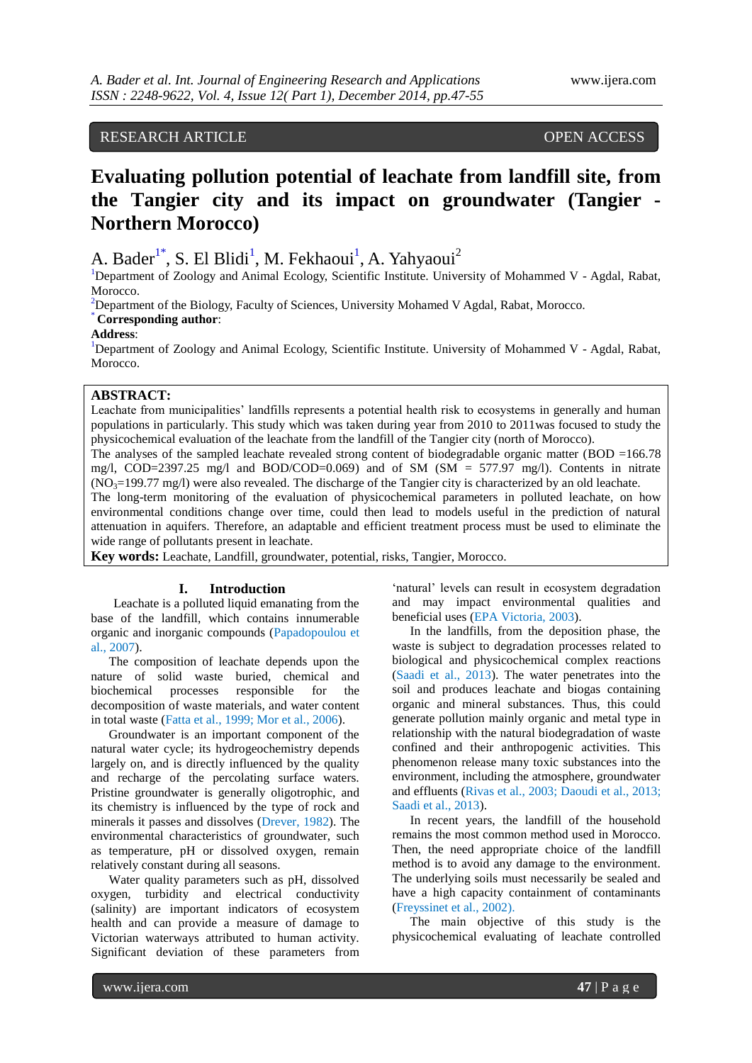RESEARCH ARTICLE OPEN ACCESS

# Evaluating pollution potential of leachate from landfill site, from the Tangier city and its impact on groundwater (Tangier - Northern Morocco)

A. Bader[1*], S. El Blidi[1], M. Fekhaoui[1], A. Yahyaoui[2]

[1]Department of Zoology and Animal Ecology, Scientific Institute. University of Mohammed V - Agdal, Rabat, Morocco.

[2]Department of the Biology, Faculty of Sciences, University Mohamed V Agdal, Rabat, Morocco.

[*] **Corresponding author**:

**Address**:

[1]Department of Zoology and Animal Ecology, Scientific Institute. University of Mohammed V - Agdal, Rabat, Morocco.

## ABSTRACT:

Leachate from municipalities' landfills represents a potential health risk to ecosystems in generally and human populations in particularly. This study which was taken during year from 2010 to 2011was focused to study the physicochemical evaluation of the leachate from the landfill of the Tangier city (north of Morocco).

The analyses of the sampled leachate revealed strong content of biodegradable organic matter (BOD =166.78 mg/l, COD=2397.25 mg/l and BOD/COD=0.069) and of SM (SM = 577.97 mg/l). Contents in nitrate ($NO_3$=199.77 mg/l) were also revealed. The discharge of the Tangier city is characterized by an old leachate.

The long-term monitoring of the evaluation of physicochemical parameters in polluted leachate, on how environmental conditions change over time, could then lead to models useful in the prediction of natural attenuation in aquifers. Therefore, an adaptable and efficient treatment process must be used to eliminate the wide range of pollutants present in leachate.

**Key words:** Leachate, Landfill, groundwater, potential, risks, Tangier, Morocco.

## I. Introduction

Leachate is a polluted liquid emanating from the base of the landfill, which contains innumerable organic and inorganic compounds (Papadopoulou et al., 2007).

The composition of leachate depends upon the nature of solid waste buried, chemical and biochemical processes responsible for the decomposition of waste materials, and water content in total waste (Fatta et al., 1999; Mor et al., 2006).

Groundwater is an important component of the natural water cycle; its hydrogeochemistry depends largely on, and is directly influenced by the quality and recharge of the percolating surface waters. Pristine groundwater is generally oligotrophic, and its chemistry is influenced by the type of rock and minerals it passes and dissolves (Drever, 1982). The environmental characteristics of groundwater, such as temperature, pH or dissolved oxygen, remain relatively constant during all seasons.

Water quality parameters such as pH, dissolved oxygen, turbidity and electrical conductivity (salinity) are important indicators of ecosystem health and can provide a measure of damage to Victorian waterways attributed to human activity. Significant deviation of these parameters from 'natural' levels can result in ecosystem degradation and may impact environmental qualities and beneficial uses (EPA Victoria, 2003).

In the landfills, from the deposition phase, the waste is subject to degradation processes related to biological and physicochemical complex reactions (Saadi et al., 2013). The water penetrates into the soil and produces leachate and biogas containing organic and mineral substances. Thus, this could generate pollution mainly organic and metal type in relationship with the natural biodegradation of waste confined and their anthropogenic activities. This phenomenon release many toxic substances into the environment, including the atmosphere, groundwater and effluents (Rivas et al., 2003; Daoudi et al., 2013; Saadi et al., 2013).

In recent years, the landfill of the household remains the most common method used in Morocco. Then, the need appropriate choice of the landfill method is to avoid any damage to the environment. The underlying soils must necessarily be sealed and have a high capacity containment of contaminants (Freyssinet et al., 2002).

The main objective of this study is the physicochemical evaluating of leachate controlled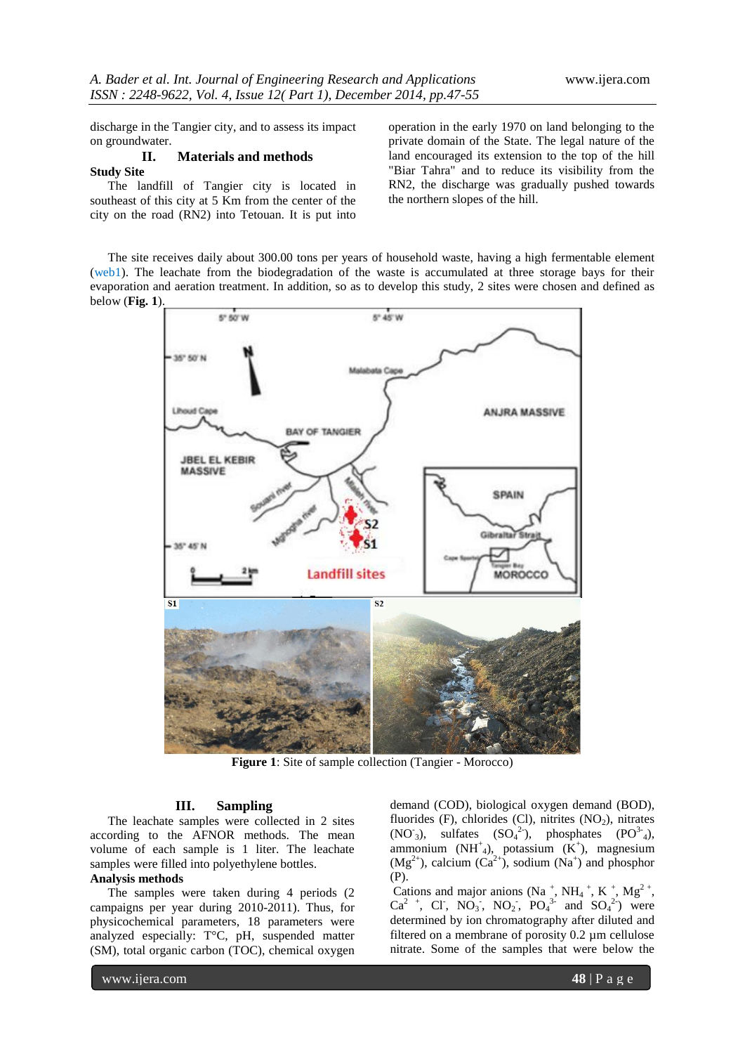discharge in the Tangier city, and to assess its impact on groundwater.

## II. Materials and methods

**Study Site**

The landfill of Tangier city is located in southeast of this city at 5 Km from the center of the city on the road (RN2) into Tetouan. It is put into operation in the early 1970 on land belonging to the private domain of the State. The legal nature of the land encouraged its extension to the top of the hill "Biar Tahra" and to reduce its visibility from the RN2, the discharge was gradually pushed towards the northern slopes of the hill.

The site receives daily about 300.00 tons per years of household waste, having a high fermentable element (web1). The leachate from the biodegradation of the waste is accumulated at three storage bays for their evaporation and aeration treatment. In addition, so as to develop this study, 2 sites were chosen and defined as below (**Fig. 1**).

**Figure 1**: Site of sample collection (Tangier - Morocco)

## III. Sampling

The leachate samples were collected in 2 sites according to the AFNOR methods. The mean volume of each sample is 1 liter. The leachate samples were filled into polyethylene bottles.

**Analysis methods**

The samples were taken during 4 periods (2 campaigns per year during 2010-2011). Thus, for physicochemical parameters, 18 parameters were analyzed especially: T°C, pH, suspended matter (SM), total organic carbon (TOC), chemical oxygen demand (COD), biological oxygen demand (BOD), fluorides (F), chlorides (Cl), nitrites ($NO_2$), nitrates ($NO^-_3$), sulfates ($SO_4^{2-}$), phosphates ($PO^{3-}_4$), ammonium ($NH^+_4$), potassium ($K^+$), magnesium ($Mg^{2+}$), calcium ($Ca^{2+}$), sodium ($Na^+$) and phosphor (P).

Cations and major anions ($Na^+$, $NH_4^+$, $K^+$, $Mg^{2+}$, $Ca^{2+}$, $Cl^-$, $NO_3^-$, $NO_2^-$, $PO_4^{3-}$ and $SO_4^{2-}$) were determined by ion chromatography after diluted and filtered on a membrane of porosity 0.2 µm cellulose nitrate. Some of the samples that were below the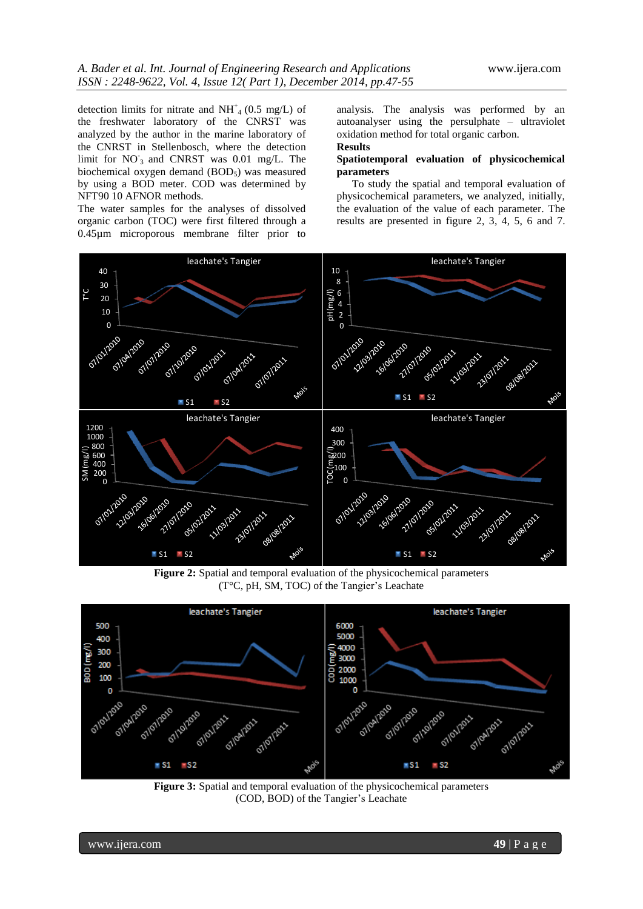detection limits for nitrate and $NH^{+}_{4}$ (0.5 mg/L) of the freshwater laboratory of the CNRST was analyzed by the author in the marine laboratory of the CNRST in Stellenbosch, where the detection limit for $NO^{-}_{3}$ and CNRST was 0.01 mg/L. The biochemical oxygen demand ($BOD_5$) was measured by using a BOD meter. COD was determined by NFT90 10 AFNOR methods.

The water samples for the analyses of dissolved organic carbon (TOC) were first filtered through a 0.45µm microporous membrane filter prior to analysis. The analysis was performed by an autoanalyser using the persulphate – ultraviolet oxidation method for total organic carbon.

**Results**

**Spatiotemporal evaluation of physicochemical parameters**

To study the spatial and temporal evaluation of physicochemical parameters, we analyzed, initially, the evaluation of the value of each parameter. The results are presented in figure 2, 3, 4, 5, 6 and 7.

**Figure 2:** Spatial and temporal evaluation of the physicochemical parameters (T°C, pH, SM, TOC) of the Tangier's Leachate

**Figure 3:** Spatial and temporal evaluation of the physicochemical parameters (COD, BOD) of the Tangier's Leachate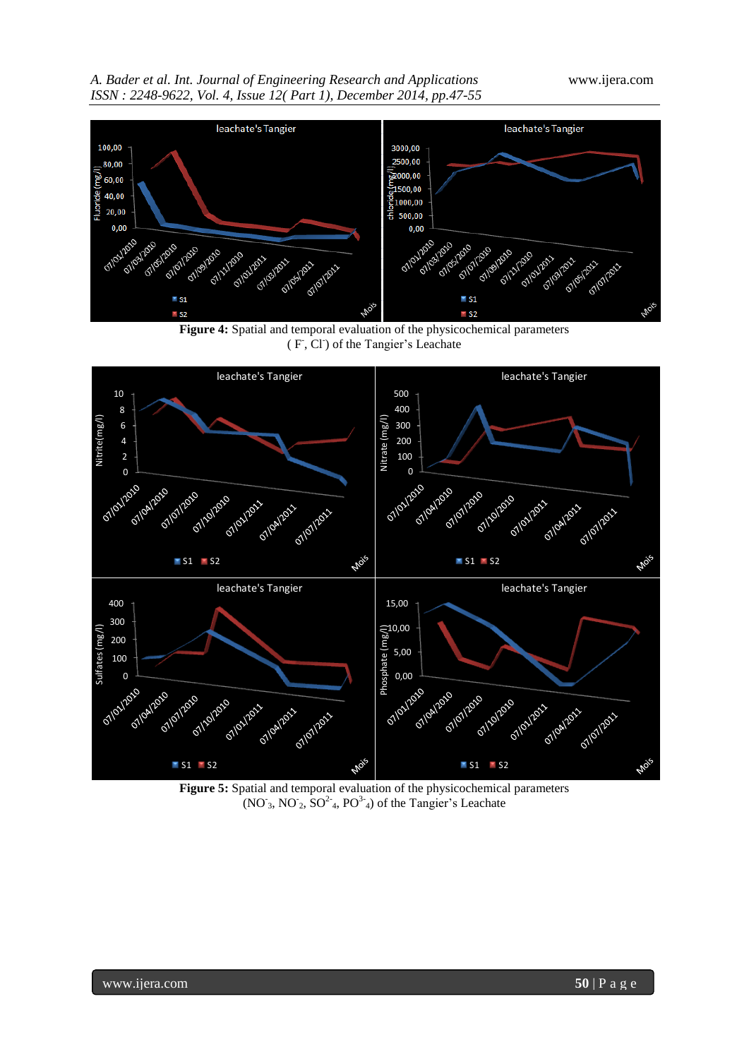**Figure 4:** Spatial and temporal evaluation of the physicochemical parameters ( $F^-$, $Cl^-$) of the Tangier's Leachate

**Figure 5:** Spatial and temporal evaluation of the physicochemical parameters ($NO^-_3$, $NO^-_2$, $SO^{2-}_4$, $PO^{3-}_4$) of the Tangier's Leachate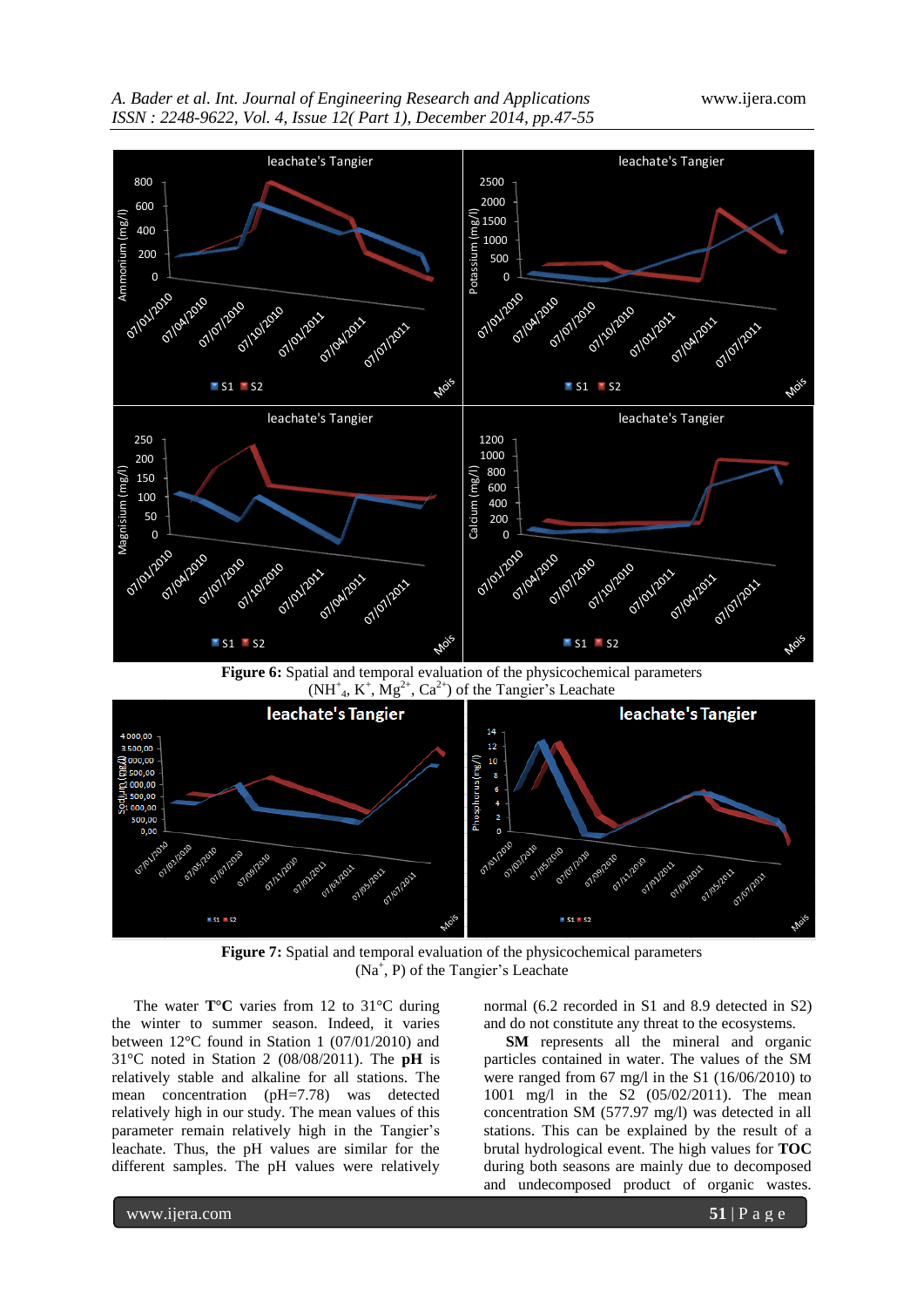**Figure 6:** Spatial and temporal evaluation of the physicochemical parameters ($NH^{+}_{4}$, $K^{+}$, $Mg^{2+}$, $Ca^{2+}$) of the Tangier's Leachate

**Figure 7:** Spatial and temporal evaluation of the physicochemical parameters ($Na^{+}$, P) of the Tangier's Leachate

The water **T°C** varies from 12 to 31°C during the winter to summer season. Indeed, it varies between 12°C found in Station 1 (07/01/2010) and 31°C noted in Station 2 (08/08/2011). The **pH** is relatively stable and alkaline for all stations. The mean concentration (pH=7.78) was detected relatively high in our study. The mean values of this parameter remain relatively high in the Tangier's leachate. Thus, the pH values are similar for the different samples. The pH values were relatively normal (6.2 recorded in S1 and 8.9 detected in S2) and do not constitute any threat to the ecosystems.

**SM** represents all the mineral and organic particles contained in water. The values of the SM were ranged from 67 mg/l in the S1 (16/06/2010) to 1001 mg/l in the S2 (05/02/2011). The mean concentration SM (577.97 mg/l) was detected in all stations. This can be explained by the result of a brutal hydrological event. The high values for **TOC** during both seasons are mainly due to decomposed and undecomposed product of organic wastes.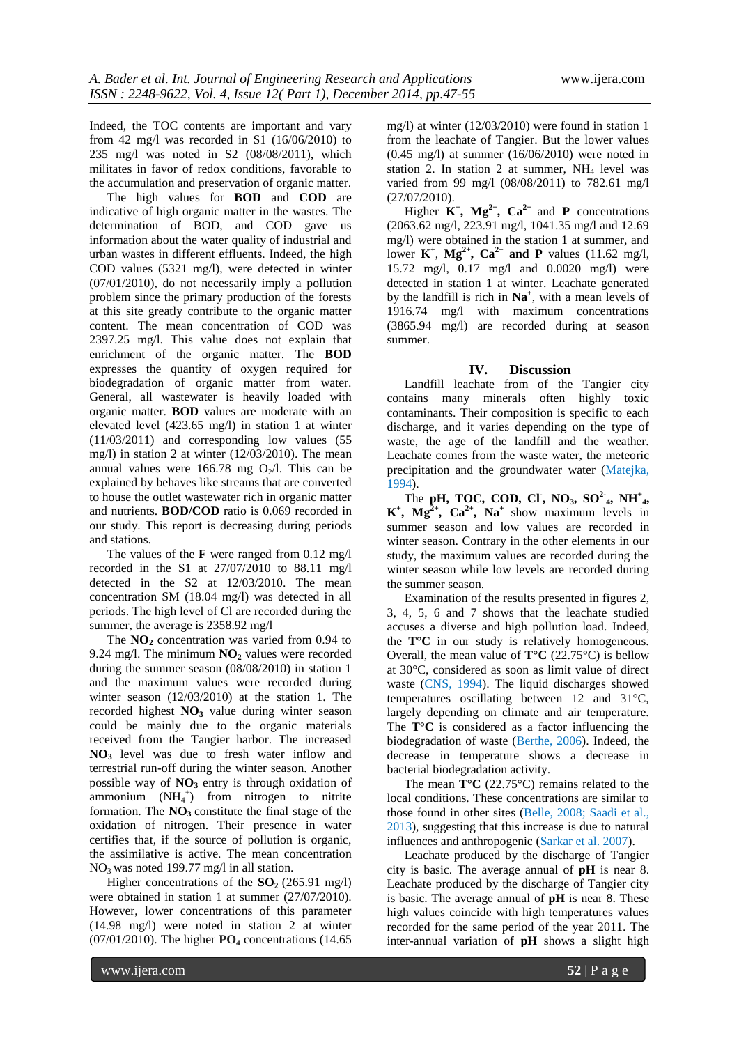Indeed, the TOC contents are important and vary from 42 mg/l was recorded in S1 (16/06/2010) to 235 mg/l was noted in S2 (08/08/2011), which militates in favor of redox conditions, favorable to the accumulation and preservation of organic matter.

The high values for **BOD** and **COD** are indicative of high organic matter in the wastes. The determination of BOD, and COD gave us information about the water quality of industrial and urban wastes in different effluents. Indeed, the high COD values (5321 mg/l), were detected in winter (07/01/2010), do not necessarily imply a pollution problem since the primary production of the forests at this site greatly contribute to the organic matter content. The mean concentration of COD was 2397.25 mg/l. This value does not explain that enrichment of the organic matter. The **BOD** expresses the quantity of oxygen required for biodegradation of organic matter from water. General, all wastewater is heavily loaded with organic matter. **BOD** values are moderate with an elevated level (423.65 mg/l) in station 1 at winter (11/03/2011) and corresponding low values (55 mg/l) in station 2 at winter (12/03/2010). The mean annual values were 166.78 mg $O_2$/l. This can be explained by behaves like streams that are converted to house the outlet wastewater rich in organic matter and nutrients. **BOD/COD** ratio is 0.069 recorded in our study. This report is decreasing during periods and stations.

The values of the **F** were ranged from 0.12 mg/l recorded in the S1 at 27/07/2010 to 88.11 mg/l detected in the S2 at 12/03/2010. The mean concentration SM (18.04 mg/l) was detected in all periods. The high level of Cl are recorded during the summer, the average is 2358.92 mg/l

The $NO_2$ concentration was varied from 0.94 to 9.24 mg/l. The minimum $NO_2$ values were recorded during the summer season (08/08/2010) in station 1 and the maximum values were recorded during winter season (12/03/2010) at the station 1. The recorded highest $NO_3$ value during winter season could be mainly due to the organic materials received from the Tangier harbor. The increased $NO_3$ level was due to fresh water inflow and terrestrial run-off during the winter season. Another possible way of $NO_3$ entry is through oxidation of ammonium ($NH_4^+$) from nitrogen to nitrite formation. The $NO_3$ constitute the final stage of the oxidation of nitrogen. Their presence in water certifies that, if the source of pollution is organic, the assimilative is active. The mean concentration $NO_3$ was noted 199.77 mg/l in all station.

Higher concentrations of the $SO_2$ (265.91 mg/l) were obtained in station 1 at summer (27/07/2010). However, lower concentrations of this parameter (14.98 mg/l) were noted in station 2 at winter (07/01/2010). The higher $PO_4$ concentrations (14.65 mg/l) at winter (12/03/2010) were found in station 1 from the leachate of Tangier. But the lower values (0.45 mg/l) at summer (16/06/2010) were noted in station 2. In station 2 at summer, $NH_4$ level was varied from 99 mg/l (08/08/2011) to 782.61 mg/l (27/07/2010).

Higher $K^+$, $Mg^{2+}$, $Ca^{2+}$ and **P** concentrations (2063.62 mg/l, 223.91 mg/l, 1041.35 mg/l and 12.69 mg/l) were obtained in the station 1 at summer, and lower $K^+$, $Mg^{2+}$, $Ca^{2+}$ **and P** values (11.62 mg/l, 15.72 mg/l, 0.17 mg/l and 0.0020 mg/l) were detected in station 1 at winter. Leachate generated by the landfill is rich in $Na^+$, with a mean levels of 1916.74 mg/l with maximum concentrations (3865.94 mg/l) are recorded during at season summer.

## IV. Discussion

Landfill leachate from of the Tangier city contains many minerals often highly toxic contaminants. Their composition is specific to each discharge, and it varies depending on the type of waste, the age of the landfill and the weather. Leachate comes from the waste water, the meteoric precipitation and the groundwater water (Matejka, 1994).

The **pH, TOC, COD,** $Cl^-$, $NO_3$, $SO^{2-}_4$, $NH^+_4$, $K^+$, $Mg^{2+}$, $Ca^{2+}$, $Na^+$ show maximum levels in summer season and low values are recorded in winter season. Contrary in the other elements in our study, the maximum values are recorded during the winter season while low levels are recorded during the summer season.

Examination of the results presented in figures 2, 3, 4, 5, 6 and 7 shows that the leachate studied accuses a diverse and high pollution load. Indeed, the **T°C** in our study is relatively homogeneous. Overall, the mean value of **T°C** (22.75°C) is bellow at 30°C, considered as soon as limit value of direct waste (CNS, 1994). The liquid discharges showed temperatures oscillating between 12 and 31°C, largely depending on climate and air temperature. The **T°C** is considered as a factor influencing the biodegradation of waste (Berthe, 2006). Indeed, the decrease in temperature shows a decrease in bacterial biodegradation activity.

The mean **T°C** (22.75°C) remains related to the local conditions. These concentrations are similar to those found in other sites (Belle, 2008; Saadi et al., 2013), suggesting that this increase is due to natural influences and anthropogenic (Sarkar et al. 2007).

Leachate produced by the discharge of Tangier city is basic. The average annual of **pH** is near 8. Leachate produced by the discharge of Tangier city is basic. The average annual of **pH** is near 8. These high values coincide with high temperatures values recorded for the same period of the year 2011. The inter-annual variation of **pH** shows a slight high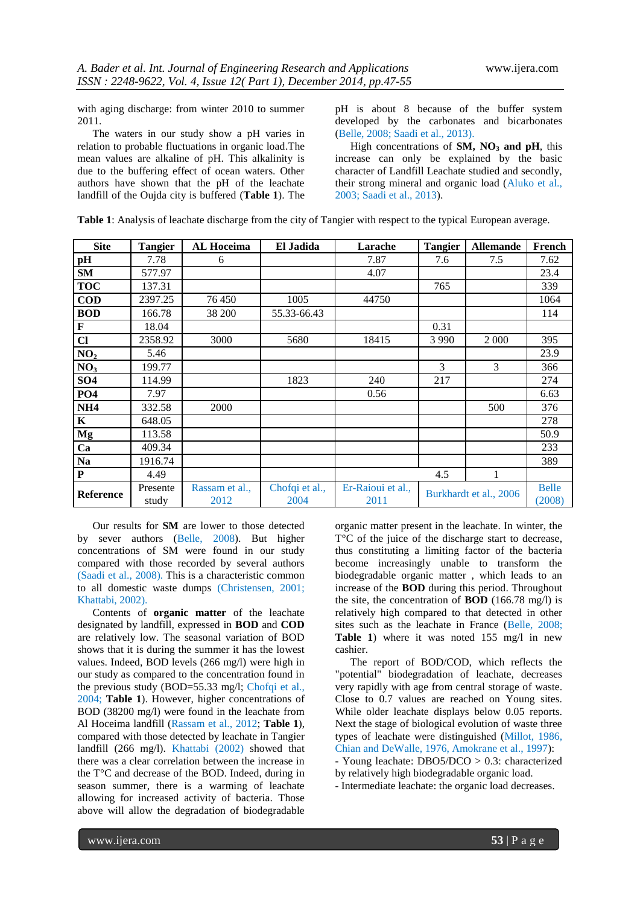with aging discharge: from winter 2010 to summer 2011.

The waters in our study show a pH varies in relation to probable fluctuations in organic load.The mean values are alkaline of pH. This alkalinity is due to the buffering effect of ocean waters. Other authors have shown that the pH of the leachate landfill of the Oujda city is buffered (**Table 1**). The pH is about 8 because of the buffer system developed by the carbonates and bicarbonates (Belle, 2008; Saadi et al., 2013).

High concentrations of **SM, $NO_3$ and pH**, this increase can only be explained by the basic character of Landfill Leachate studied and secondly, their strong mineral and organic load (Aluko et al., 2003; Saadi et al., 2013).

**Table 1**: Analysis of leachate discharge from the city of Tangier with respect to the typical European average.

| Site | Tangier | AL Hoceima | El Jadida | Larache | Tangier | Allemande | French |
|---|---|---|---|---|---|---|---|
| **pH** | 7.78 | 6 | | 7.87 | 7.6 | 7.5 | 7.62 |
| **SM** | 577.97 | | | 4.07 | | | 23.4 |
| **TOC** | 137.31 | | | | 765 | | 339 |
| **COD** | 2397.25 | 76 450 | 1005 | 44750 | | | 1064 |
| **BOD** | 166.78 | 38 200 | 55.33-66.43 | | | | 114 |
| **F** | 18.04 | | | | 0.31 | | |
| **Cl** | 2358.92 | 3000 | 5680 | 18415 | 3 990 | 2 000 | 395 |
| **$NO_2$** | 5.46 | | | | | | 23.9 |
| **$NO_3$** | 199.77 | | | | 3 | 3 | 366 |
| **SO4** | 114.99 | | 1823 | 240 | 217 | | 274 |
| **PO4** | 7.97 | | | 0.56 | | | 6.63 |
| **NH4** | 332.58 | 2000 | | | | 500 | 376 |
| **K** | 648.05 | | | | | | 278 |
| **Mg** | 113.58 | | | | | | 50.9 |
| **Ca** | 409.34 | | | | | | 233 |
| **Na** | 1916.74 | | | | | | 389 |
| **P** | 4.49 | | | | 4.5 | 1 | |
| **Reference** | Presente study | Rassam et al., 2012 | Chofqi et al., 2004 | Er-Raioui et al., 2011 | Burkhardt et al., 2006 | | Belle (2008) |

Our results for **SM** are lower to those detected by sever authors (Belle, 2008). But higher concentrations of SM were found in our study compared with those recorded by several authors (Saadi et al., 2008). This is a characteristic common to all domestic waste dumps (Christensen, 2001; Khattabi, 2002).

Contents of **organic matter** of the leachate designated by landfill, expressed in **BOD** and **COD** are relatively low. The seasonal variation of BOD shows that it is during the summer it has the lowest values. Indeed, BOD levels (266 mg/l) were high in our study as compared to the concentration found in the previous study (BOD=55.33 mg/l; Chofqi et al., 2004; **Table 1**). However, higher concentrations of BOD (38200 mg/l) were found in the leachate from Al Hoceima landfill (Rassam et al., 2012; **Table 1**), compared with those detected by leachate in Tangier landfill (266 mg/l). Khattabi (2002) showed that there was a clear correlation between the increase in the T°C and decrease of the BOD. Indeed, during in season summer, there is a warming of leachate allowing for increased activity of bacteria. Those above will allow the degradation of biodegradable organic matter present in the leachate. In winter, the T°C of the juice of the discharge start to decrease, thus constituting a limiting factor of the bacteria become increasingly unable to transform the biodegradable organic matter , which leads to an increase of the **BOD** during this period. Throughout the site, the concentration of **BOD** (166.78 mg/l) is relatively high compared to that detected in other sites such as the leachate in France (Belle, 2008; **Table 1**) where it was noted 155 mg/l in new cashier.

The report of BOD/COD, which reflects the "potential" biodegradation of leachate, decreases very rapidly with age from central storage of waste. Close to 0.7 values are reached on Young sites. While older leachate displays below 0.05 reports. Next the stage of biological evolution of waste three types of leachate were distinguished (Millot, 1986, Chian and DeWalle, 1976, Amokrane et al., 1997):

- Young leachate: DBO5/DCO > 0.3: characterized by relatively high biodegradable organic load.
- Intermediate leachate: the organic load decreases.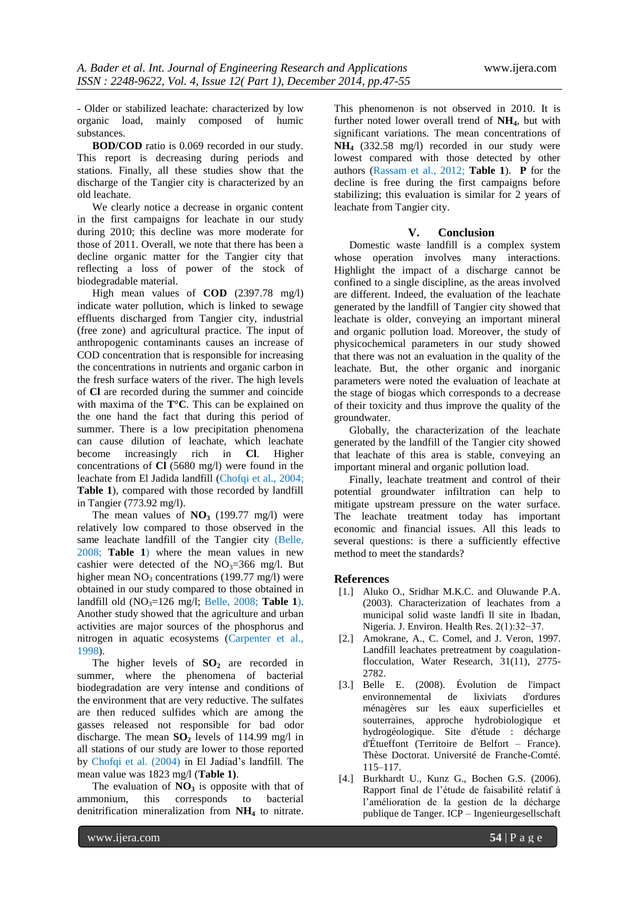- Older or stabilized leachate: characterized by low organic load, mainly composed of humic substances.

**BOD/COD** ratio is 0.069 recorded in our study. This report is decreasing during periods and stations. Finally, all these studies show that the discharge of the Tangier city is characterized by an old leachate.

We clearly notice a decrease in organic content in the first campaigns for leachate in our study during 2010; this decline was more moderate for those of 2011. Overall, we note that there has been a decline organic matter for the Tangier city that reflecting a loss of power of the stock of biodegradable material.

High mean values of **COD** (2397.78 mg/l) indicate water pollution, which is linked to sewage effluents discharged from Tangier city, industrial (free zone) and agricultural practice. The input of anthropogenic contaminants causes an increase of COD concentration that is responsible for increasing the concentrations in nutrients and organic carbon in the fresh surface waters of the river. The high levels of **Cl** are recorded during the summer and coincide with maxima of the **T°C**. This can be explained on the one hand the fact that during this period of summer. There is a low precipitation phenomena can cause dilution of leachate, which leachate become increasingly rich in **Cl**. Higher concentrations of **Cl** (5680 mg/l) were found in the leachate from El Jadida landfill (Chofqi et al., 2004; **Table 1**), compared with those recorded by landfill in Tangier (773.92 mg/l).

The mean values of $\mathbf{NO_3}$ (199.77 mg/l) were relatively low compared to those observed in the same leachate landfill of the Tangier city (Belle, 2008; **Table 1**) where the mean values in new cashier were detected of the $NO_3$=366 mg/l. But higher mean $NO_3$ concentrations (199.77 mg/l) were obtained in our study compared to those obtained in landfill old ($NO_3$=126 mg/l; Belle, 2008; **Table 1**). Another study showed that the agriculture and urban activities are major sources of the phosphorus and nitrogen in aquatic ecosystems (Carpenter et al., 1998).

The higher levels of $\mathbf{SO_2}$ are recorded in summer, where the phenomena of bacterial biodegradation are very intense and conditions of the environment that are very reductive. The sulfates are then reduced sulfides which are among the gasses released not responsible for bad odor discharge. The mean $\mathbf{SO_2}$ levels of 114.99 mg/l in all stations of our study are lower to those reported by Chofqi et al. (2004) in El Jadiad's landfill. The mean value was 1823 mg/l (**Table 1)**.

The evaluation of $\mathbf{NO_3}$ is opposite with that of ammonium, this corresponds to bacterial denitrification mineralization from $\mathbf{NH_4}$ to nitrate. This phenomenon is not observed in 2010. It is further noted lower overall trend of $\mathbf{NH_4}$, but with significant variations. The mean concentrations of $\mathbf{NH_4}$ (332.58 mg/l) recorded in our study were lowest compared with those detected by other authors (Rassam et al., 2012; **Table 1**). **P** for the decline is free during the first campaigns before stabilizing; this evaluation is similar for 2 years of leachate from Tangier city.

## V. Conclusion

Domestic waste landfill is a complex system whose operation involves many interactions. Highlight the impact of a discharge cannot be confined to a single discipline, as the areas involved are different. Indeed, the evaluation of the leachate generated by the landfill of Tangier city showed that leachate is older, conveying an important mineral and organic pollution load. Moreover, the study of physicochemical parameters in our study showed that there was not an evaluation in the quality of the leachate. But, the other organic and inorganic parameters were noted the evaluation of leachate at the stage of biogas which corresponds to a decrease of their toxicity and thus improve the quality of the groundwater.

Globally, the characterization of the leachate generated by the landfill of the Tangier city showed that leachate of this area is stable, conveying an important mineral and organic pollution load.

Finally, leachate treatment and control of their potential groundwater infiltration can help to mitigate upstream pressure on the water surface. The leachate treatment today has important economic and financial issues. All this leads to several questions: is there a sufficiently effective method to meet the standards?

## References

[1.] Aluko O., Sridhar M.K.C. and Oluwande P.A. (2003). Characterization of leachates from a municipal solid waste landfi ll site in Ibadan, Nigeria. J. Environ. Health Res. 2(1):32−37.

[2.] Amokrane, A., C. Comel, and J. Veron, 1997. Landfill leachates pretreatment by coagulation-flocculation, Water Research, 31(11), 2775-2782.

[3.] Belle E. (2008). Évolution de l'impact environnemental de lixiviats d'ordures ménagères sur les eaux superficielles et souterraines, approche hydrobiologique et hydrogéologique. Site d'étude : décharge d'Étueffont (Territoire de Belfort – France). Thèse Doctorat. Université de Franche-Comté. 115–117.

[4.] Burkhardt U., Kunz G., Bochen G.S. (2006). Rapport final de l'étude de faisabilité relatif à l'amélioration de la gestion de la décharge publique de Tanger. ICP – Ingenieurgesellschaft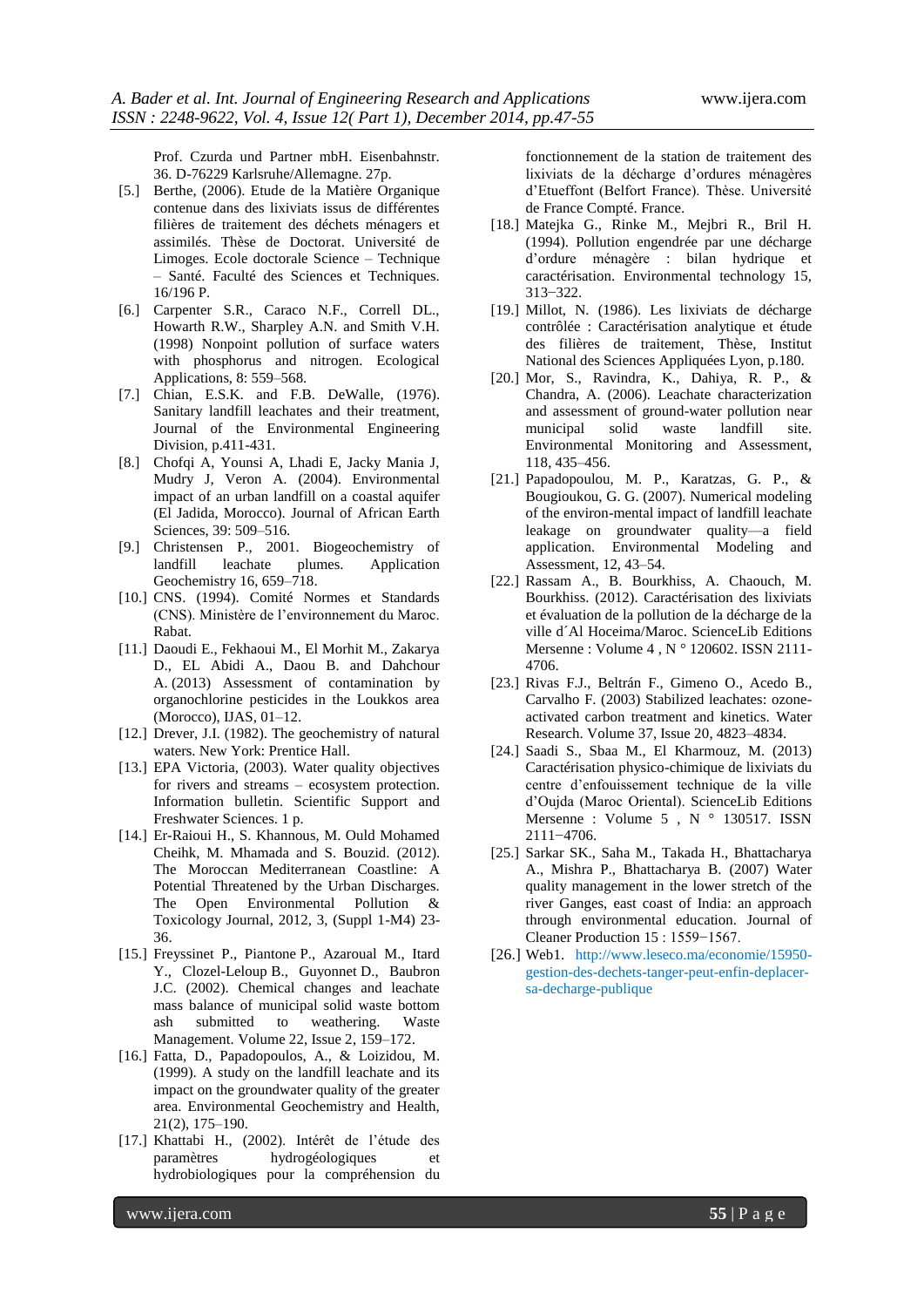Prof. Czurda und Partner mbH. Eisenbahnstr. 36. D-76229 Karlsruhe/Allemagne. 27p.

[5.] Berthe, (2006). Etude de la Matière Organique contenue dans des lixiviats issus de différentes filières de traitement des déchets ménagers et assimilés. Thèse de Doctorat. Université de Limoges. Ecole doctorale Science – Technique – Santé. Faculté des Sciences et Techniques. 16/196 P.

[6.] Carpenter S.R., Caraco N.F., Correll DL., Howarth R.W., Sharpley A.N. and Smith V.H. (1998) Nonpoint pollution of surface waters with phosphorus and nitrogen. Ecological Applications, 8: 559–568.

[7.] Chian, E.S.K. and F.B. DeWalle, (1976). Sanitary landfill leachates and their treatment, Journal of the Environmental Engineering Division, p.411-431.

[8.] Chofqi A, Younsi A, Lhadi E, Jacky Mania J, Mudry J, Veron A. (2004). Environmental impact of an urban landfill on a coastal aquifer (El Jadida, Morocco). Journal of African Earth Sciences, 39: 509–516.

[9.] Christensen P., 2001. Biogeochemistry of landfill leachate plumes. Application Geochemistry 16, 659–718.

[10.] CNS. (1994). Comité Normes et Standards (CNS). Ministère de l'environnement du Maroc. Rabat.

[11.] Daoudi E., Fekhaoui M., El Morhit M., Zakarya D., EL Abidi A., Daou B. and Dahchour A. (2013) Assessment of contamination by organochlorine pesticides in the Loukkos area (Morocco), IJAS, 01–12.

[12.] Drever, J.I. (1982). The geochemistry of natural waters. New York: Prentice Hall.

[13.] EPA Victoria, (2003). Water quality objectives for rivers and streams – ecosystem protection. Information bulletin. Scientific Support and Freshwater Sciences. 1 p.

[14.] Er-Raioui H., S. Khannous, M. Ould Mohamed Cheihk, M. Mhamada and S. Bouzid. (2012). The Moroccan Mediterranean Coastline: A Potential Threatened by the Urban Discharges. The Open Environmental Pollution & Toxicology Journal, 2012, 3, (Suppl 1-M4) 23-36.

[15.] Freyssinet P., Piantone P., Azaroual M., Itard Y., Clozel-Leloup B., Guyonnet D., Baubron J.C. (2002). Chemical changes and leachate mass balance of municipal solid waste bottom ash submitted to weathering. Waste Management. Volume 22, Issue 2, 159–172.

[16.] Fatta, D., Papadopoulos, A., & Loizidou, M. (1999). A study on the landfill leachate and its impact on the groundwater quality of the greater area. Environmental Geochemistry and Health, 21(2), 175–190.

[17.] Khattabi H., (2002). Intérêt de l'étude des paramètres hydrogéologiques et hydrobiologiques pour la compréhension du fonctionnement de la station de traitement des lixiviats de la décharge d'ordures ménagères d'Etueffont (Belfort France). Thèse. Université de France Compté. France.

[18.] Matejka G., Rinke M., Mejbri R., Bril H. (1994). Pollution engendrée par une décharge d'ordure ménagère : bilan hydrique et caractérisation. Environmental technology 15, 313−322.

[19.] Millot, N. (1986). Les lixiviats de décharge contrôlée : Caractérisation analytique et étude des filières de traitement, Thèse, Institut National des Sciences Appliquées Lyon, p.180.

[20.] Mor, S., Ravindra, K., Dahiya, R. P., & Chandra, A. (2006). Leachate characterization and assessment of ground-water pollution near municipal solid waste landfill site. Environmental Monitoring and Assessment, 118, 435–456.

[21.] Papadopoulou, M. P., Karatzas, G. P., & Bougioukou, G. G. (2007). Numerical modeling of the environ-mental impact of landfill leachate leakage on groundwater quality—a field application. Environmental Modeling and Assessment, 12, 43–54.

[22.] Rassam A., B. Bourkhiss, A. Chaouch, M. Bourkhiss. (2012). Caractérisation des lixiviats et évaluation de la pollution de la décharge de la ville d´Al Hoceima/Maroc. ScienceLib Editions Mersenne : Volume 4 , N ° 120602. ISSN 2111-4706.

[23.] Rivas F.J., Beltrán F., Gimeno O., Acedo B., Carvalho F. (2003) Stabilized leachates: ozone-activated carbon treatment and kinetics. Water Research. Volume 37, Issue 20, 4823–4834.

[24.] Saadi S., Sbaa M., El Kharmouz, M. (2013) Caractérisation physico-chimique de lixiviats du centre d'enfouissement technique de la ville d'Oujda (Maroc Oriental). ScienceLib Editions Mersenne : Volume 5 , N ° 130517. ISSN 2111−4706.

[25.] Sarkar SK., Saha M., Takada H., Bhattacharya A., Mishra P., Bhattacharya B. (2007) Water quality management in the lower stretch of the river Ganges, east coast of India: an approach through environmental education. Journal of Cleaner Production 15 : 1559−1567.

[26.] Web1. http://www.leseco.ma/economie/15950-gestion-des-dechets-tanger-peut-enfin-deplacer-sa-decharge-publique